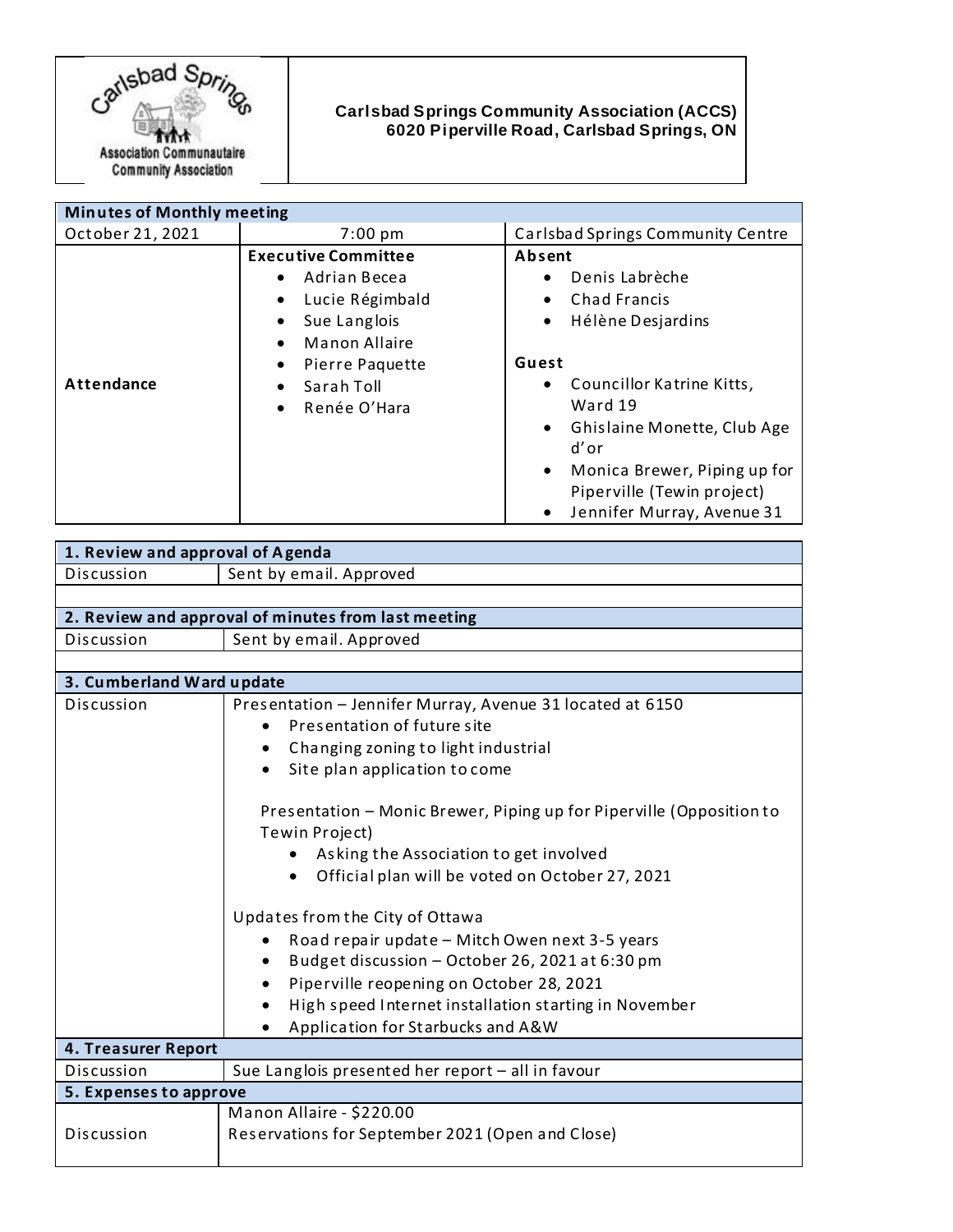**Carlsbad Springs Community Association (ACCS)**
**6020 Piperville Road, Carlsbad Springs, ON**

| **Minutes of Monthly meeting** | | |
|---|---|---|
| October 21, 2021 | 7:00 pm | Carlsbad Springs Community Centre |
| **Attendance** | **Executive Committee**<br>• Adrian Becea<br>• Lucie Régimbald<br>• Sue Langlois<br>• Manon Allaire<br>• Pierre Paquette<br>• Sarah Toll<br>• Renée O'Hara | **Absent**<br>• Denis Labrèche<br>• Chad Francis<br>• Hélène Desjardins<br><br>**Guest**<br>• Councillor Katrine Kitts, Ward 19<br>• Ghislaine Monette, Club Age d'or<br>• Monica Brewer, Piping up for Piperville (Tewin project)<br>• Jennifer Murray, Avenue 31 |

| **1. Review and approval of Agenda** | |
|---|---|
| Discussion | Sent by email. Approved |
| | |
| **2. Review and approval of minutes from last meeting** | |
| Discussion | Sent by email. Approved |
| | |
| **3. Cumberland Ward update** | |
| Discussion | Presentation – Jennifer Murray, Avenue 31 located at 6150<br>• Presentation of future site<br>• Changing zoning to light industrial<br>• Site plan application to come<br><br>Presentation – Monic Brewer, Piping up for Piperville (Opposition to Tewin Project)<br>• Asking the Association to get involved<br>• Official plan will be voted on October 27, 2021<br><br>Updates from the City of Ottawa<br>• Road repair update – Mitch Owen next 3-5 years<br>• Budget discussion – October 26, 2021 at 6:30 pm<br>• Piperville reopening on October 28, 2021<br>• High speed Internet installation starting in November<br>• Application for Starbucks and A&W |
| **4. Treasurer Report** | |
| Discussion | Sue Langlois presented her report – all in favour |
| **5. Expenses to approve** | |
| Discussion | Manon Allaire - $220.00<br>Reservations for September 2021 (Open and Close) |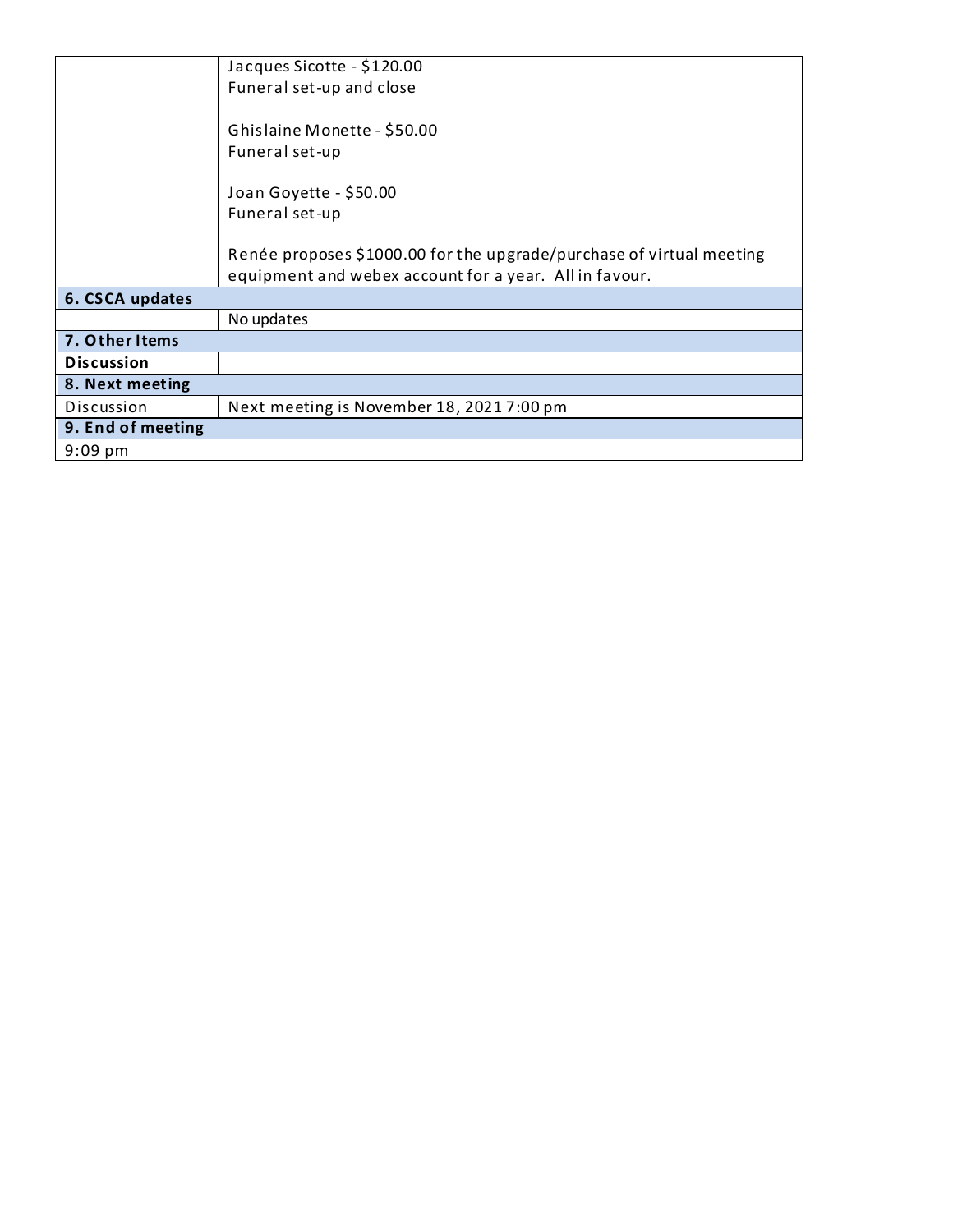| | |
|---|---|
| | Jacques Sicotte - $120.00<br>Funeral set-up and close<br><br>Ghislaine Monette - $50.00<br>Funeral set-up<br><br>Joan Goyette - $50.00<br>Funeral set-up<br><br>Renée proposes $1000.00 for the upgrade/purchase of virtual meeting equipment and webex account for a year. All in favour. |
| **6. CSCA updates** | |
| | No updates |
| **7. Other Items** | |
| **Discussion** | |
| **8. Next meeting** | |
| Discussion | Next meeting is November 18, 2021 7:00 pm |
| **9. End of meeting** | |
| 9:09 pm | |